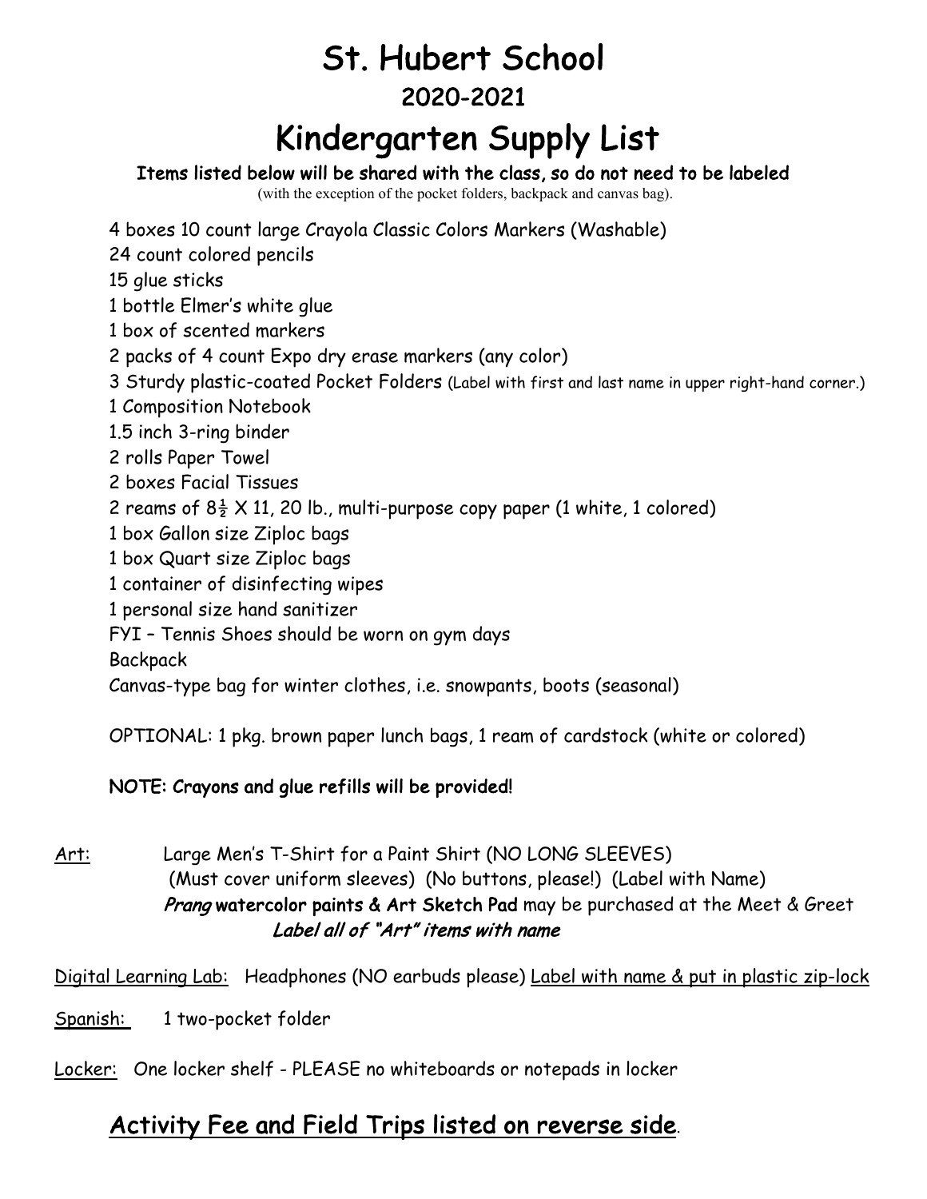# St. Hubert School

## 2020-2021

# Kindergarten Supply List

**Items listed below will be shared with the class, so do not need to be labeled**

(with the exception of the pocket folders, backpack and canvas bag).

- 4 boxes 10 count large Crayola Classic Colors Markers (Washable)
- 24 count colored pencils
- 15 glue sticks
- 1 bottle Elmer's white glue
- 1 box of scented markers
- 2 packs of 4 count Expo dry erase markers (any color)
- 3 Sturdy plastic-coated Pocket Folders (Label with first and last name in upper right-hand corner.)
- 1 Composition Notebook
- 1.5 inch 3-ring binder
- 2 rolls Paper Towel
- 2 boxes Facial Tissues
- 2 reams of 8½ X 11, 20 lb., multi-purpose copy paper (1 white, 1 colored)
- 1 box Gallon size Ziploc bags
- 1 box Quart size Ziploc bags
- 1 container of disinfecting wipes
- 1 personal size hand sanitizer
- FYI – Tennis Shoes should be worn on gym days
- Backpack
- Canvas-type bag for winter clothes, i.e. snowpants, boots (seasonal)

OPTIONAL: 1 pkg. brown paper lunch bags, 1 ream of cardstock (white or colored)

**NOTE: Crayons and glue refills will be provided!**

<u>Art:</u> Large Men's T-Shirt for a Paint Shirt (NO LONG SLEEVES) (Must cover uniform sleeves) (No buttons, please!) (Label with Name)
***Prang*** **watercolor paints & Art Sketch Pad** may be purchased at the Meet & Greet
***Label all of "Art" items with name***

<u>Digital Learning Lab:</u> Headphones (NO earbuds please) <u>Label with name & put in plastic zip-lock</u>

<u>Spanish:</u> 1 two-pocket folder

<u>Locker:</u> One locker shelf - PLEASE no whiteboards or notepads in locker

## <u>Activity Fee and Field Trips listed on reverse side</u>.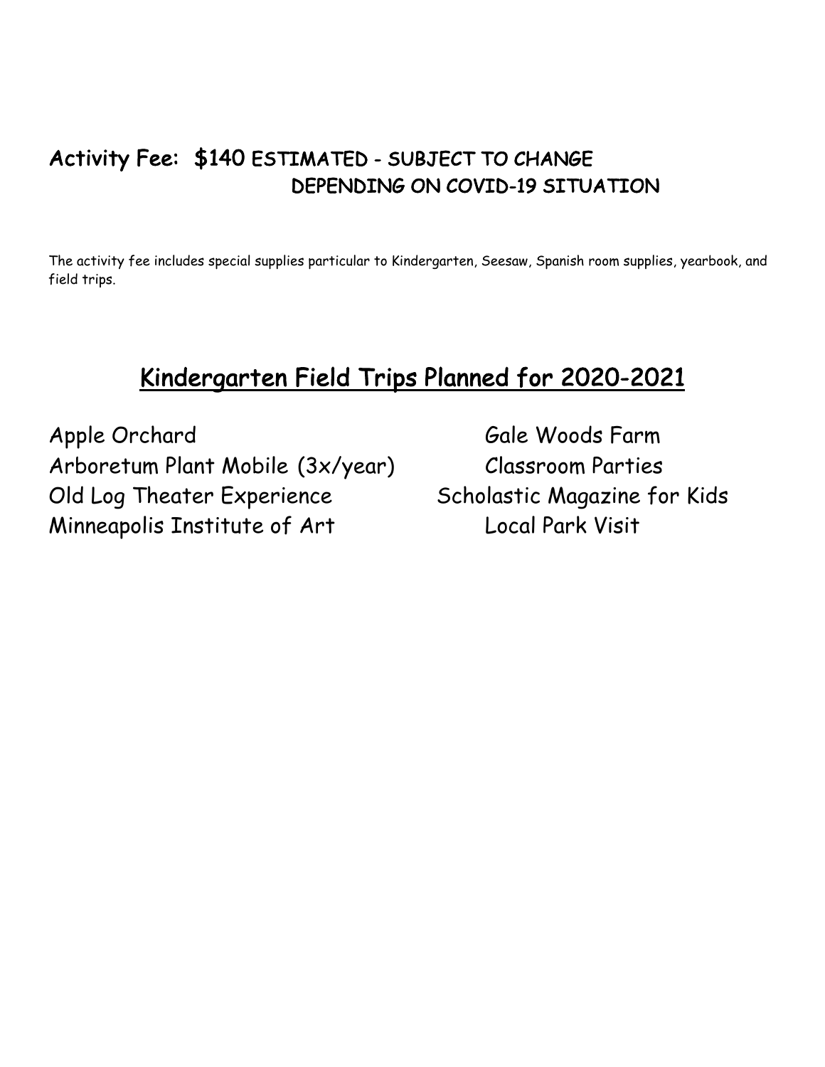**Activity Fee: $140 ESTIMATED - SUBJECT TO CHANGE DEPENDING ON COVID-19 SITUATION**

The activity fee includes special supplies particular to Kindergarten, Seesaw, Spanish room supplies, yearbook, and field trips.

## <u>Kindergarten Field Trips Planned for 2020-2021</u>

Apple Orchard

Arboretum Plant Mobile (3x/year)

Old Log Theater Experience

Minneapolis Institute of Art

Gale Woods Farm

Classroom Parties

Scholastic Magazine for Kids

Local Park Visit